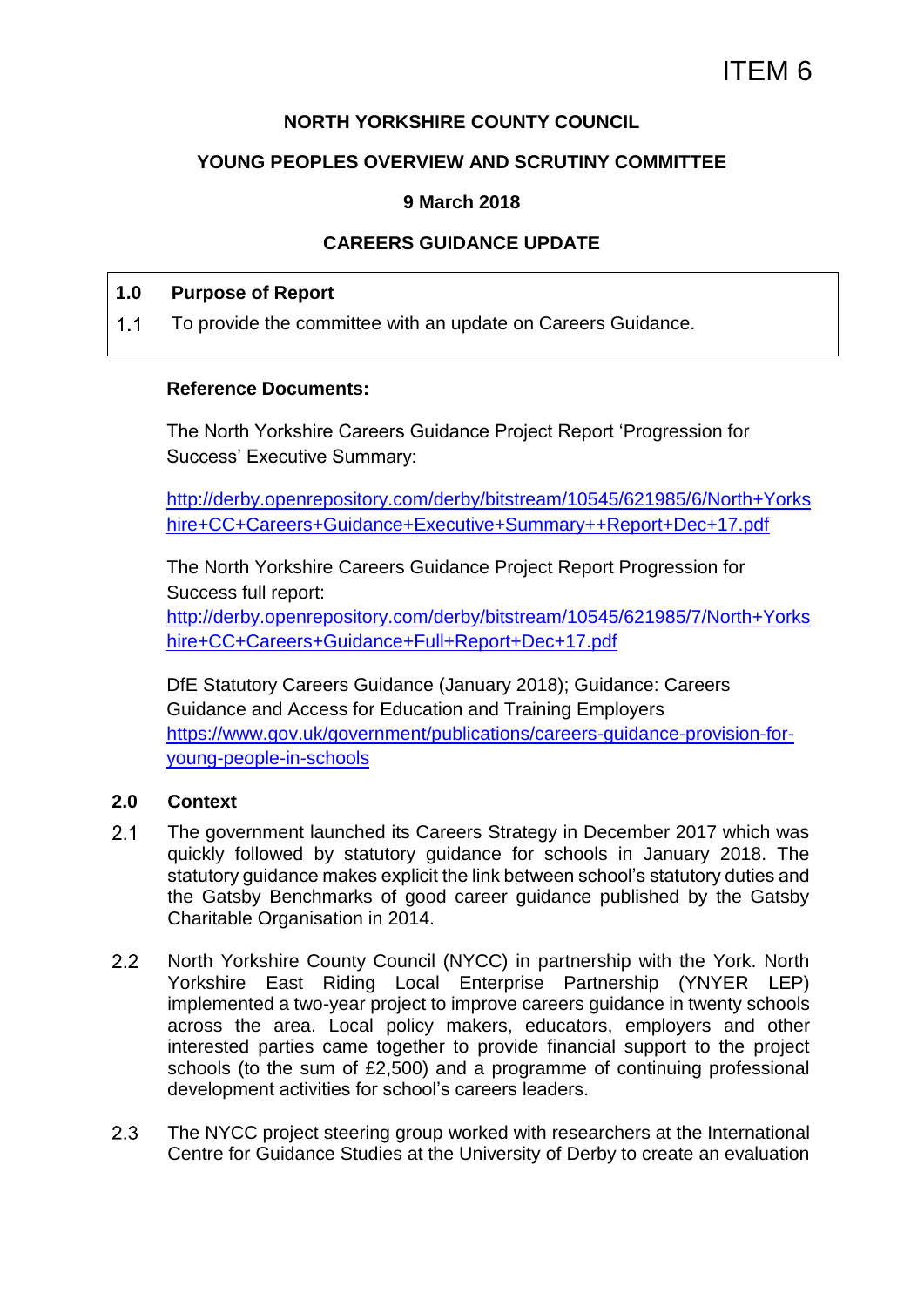ITEM 6

**NORTH YORKSHIRE COUNTY COUNCIL**

**YOUNG PEOPLES OVERVIEW AND SCRUTINY COMMITTEE**

**9 March 2018**

**CAREERS GUIDANCE UPDATE**

## 1.0 Purpose of Report

1.1 To provide the committee with an update on Careers Guidance.

**Reference Documents:**

The North Yorkshire Careers Guidance Project Report 'Progression for Success' Executive Summary:

http://derby.openrepository.com/derby/bitstream/10545/621985/6/North+Yorkshire+CC+Careers+Guidance+Executive+Summary++Report+Dec+17.pdf

The North Yorkshire Careers Guidance Project Report Progression for Success full report:
http://derby.openrepository.com/derby/bitstream/10545/621985/7/North+Yorkshire+CC+Careers+Guidance+Full+Report+Dec+17.pdf

DfE Statutory Careers Guidance (January 2018); Guidance: Careers Guidance and Access for Education and Training Employers
https://www.gov.uk/government/publications/careers-guidance-provision-for-young-people-in-schools

## 2.0 Context

2.1 The government launched its Careers Strategy in December 2017 which was quickly followed by statutory guidance for schools in January 2018. The statutory guidance makes explicit the link between school's statutory duties and the Gatsby Benchmarks of good career guidance published by the Gatsby Charitable Organisation in 2014.

2.2 North Yorkshire County Council (NYCC) in partnership with the York. North Yorkshire East Riding Local Enterprise Partnership (YNYER LEP) implemented a two-year project to improve careers guidance in twenty schools across the area. Local policy makers, educators, employers and other interested parties came together to provide financial support to the project schools (to the sum of £2,500) and a programme of continuing professional development activities for school's careers leaders.

2.3 The NYCC project steering group worked with researchers at the International Centre for Guidance Studies at the University of Derby to create an evaluation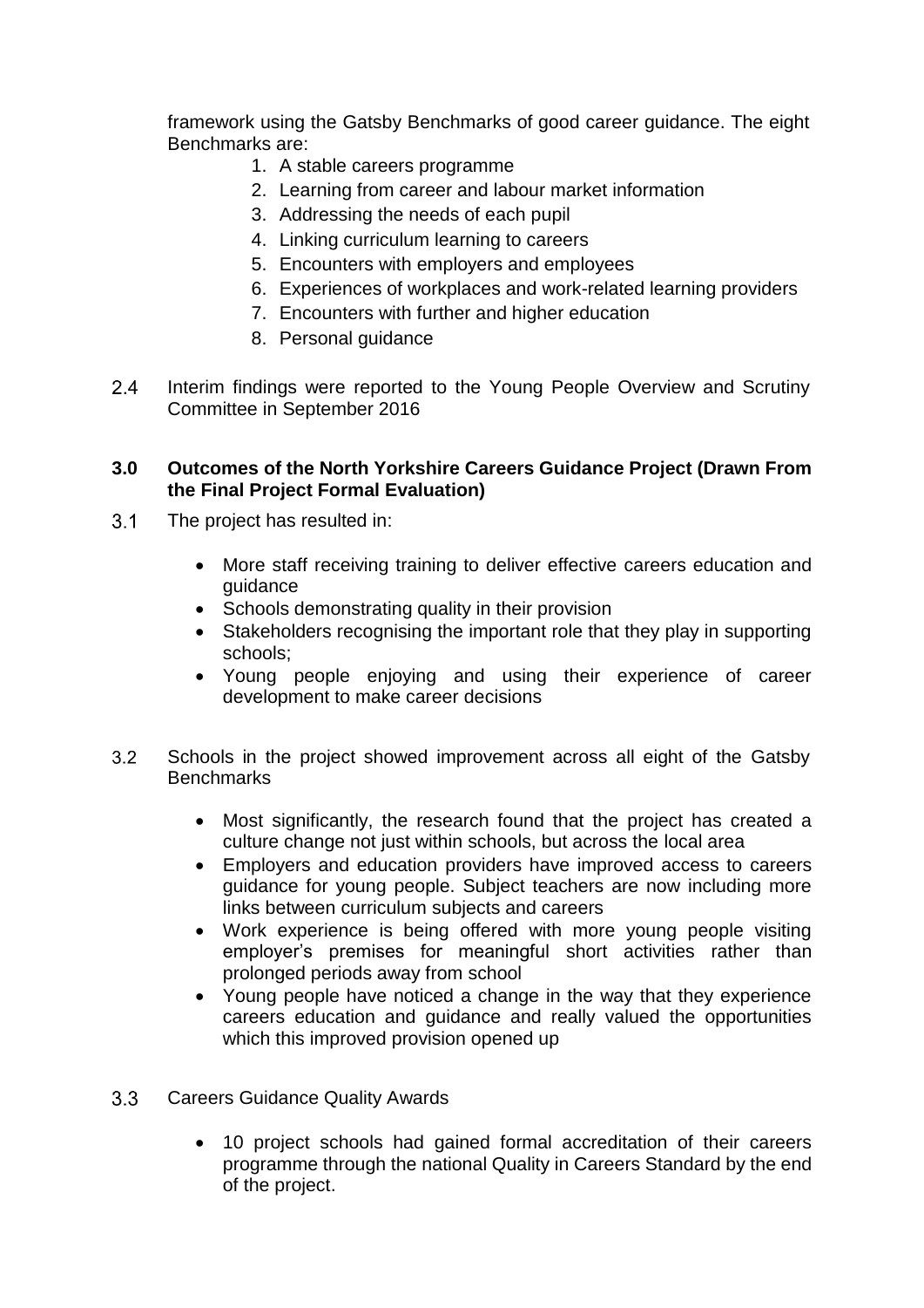framework using the Gatsby Benchmarks of good career guidance. The eight Benchmarks are:

1. A stable careers programme
2. Learning from career and labour market information
3. Addressing the needs of each pupil
4. Linking curriculum learning to careers
5. Encounters with employers and employees
6. Experiences of workplaces and work-related learning providers
7. Encounters with further and higher education
8. Personal guidance

2.4 Interim findings were reported to the Young People Overview and Scrutiny Committee in September 2016

**3.0 Outcomes of the North Yorkshire Careers Guidance Project (Drawn From the Final Project Formal Evaluation)**

3.1 The project has resulted in:

- More staff receiving training to deliver effective careers education and guidance
- Schools demonstrating quality in their provision
- Stakeholders recognising the important role that they play in supporting schools;
- Young people enjoying and using their experience of career development to make career decisions

3.2 Schools in the project showed improvement across all eight of the Gatsby Benchmarks

- Most significantly, the research found that the project has created a culture change not just within schools, but across the local area
- Employers and education providers have improved access to careers guidance for young people. Subject teachers are now including more links between curriculum subjects and careers
- Work experience is being offered with more young people visiting employer's premises for meaningful short activities rather than prolonged periods away from school
- Young people have noticed a change in the way that they experience careers education and guidance and really valued the opportunities which this improved provision opened up

3.3 Careers Guidance Quality Awards

- 10 project schools had gained formal accreditation of their careers programme through the national Quality in Careers Standard by the end of the project.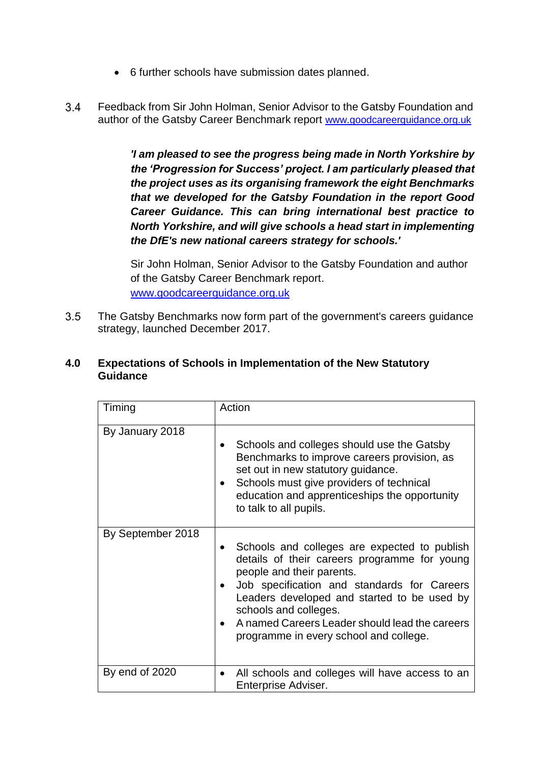- 6 further schools have submission dates planned.

3.4 Feedback from Sir John Holman, Senior Advisor to the Gatsby Foundation and author of the Gatsby Career Benchmark report www.goodcareerguidance.org.uk

> ***'I am pleased to see the progress being made in North Yorkshire by the 'Progression for Success' project. I am particularly pleased that the project uses as its organising framework the eight Benchmarks that we developed for the Gatsby Foundation in the report Good Career Guidance. This can bring international best practice to North Yorkshire, and will give schools a head start in implementing the DfE's new national careers strategy for schools.'***
>
> Sir John Holman, Senior Advisor to the Gatsby Foundation and author of the Gatsby Career Benchmark report.
> www.goodcareerguidance.org.uk

3.5 The Gatsby Benchmarks now form part of the government's careers guidance strategy, launched December 2017.

## 4.0 Expectations of Schools in Implementation of the New Statutory Guidance

| Timing | Action |
|---|---|
| By January 2018 | • Schools and colleges should use the Gatsby Benchmarks to improve careers provision, as set out in new statutory guidance.<br>• Schools must give providers of technical education and apprenticeships the opportunity to talk to all pupils. |
| By September 2018 | • Schools and colleges are expected to publish details of their careers programme for young people and their parents.<br>• Job specification and standards for Careers Leaders developed and started to be used by schools and colleges.<br>• A named Careers Leader should lead the careers programme in every school and college. |
| By end of 2020 | • All schools and colleges will have access to an Enterprise Adviser. |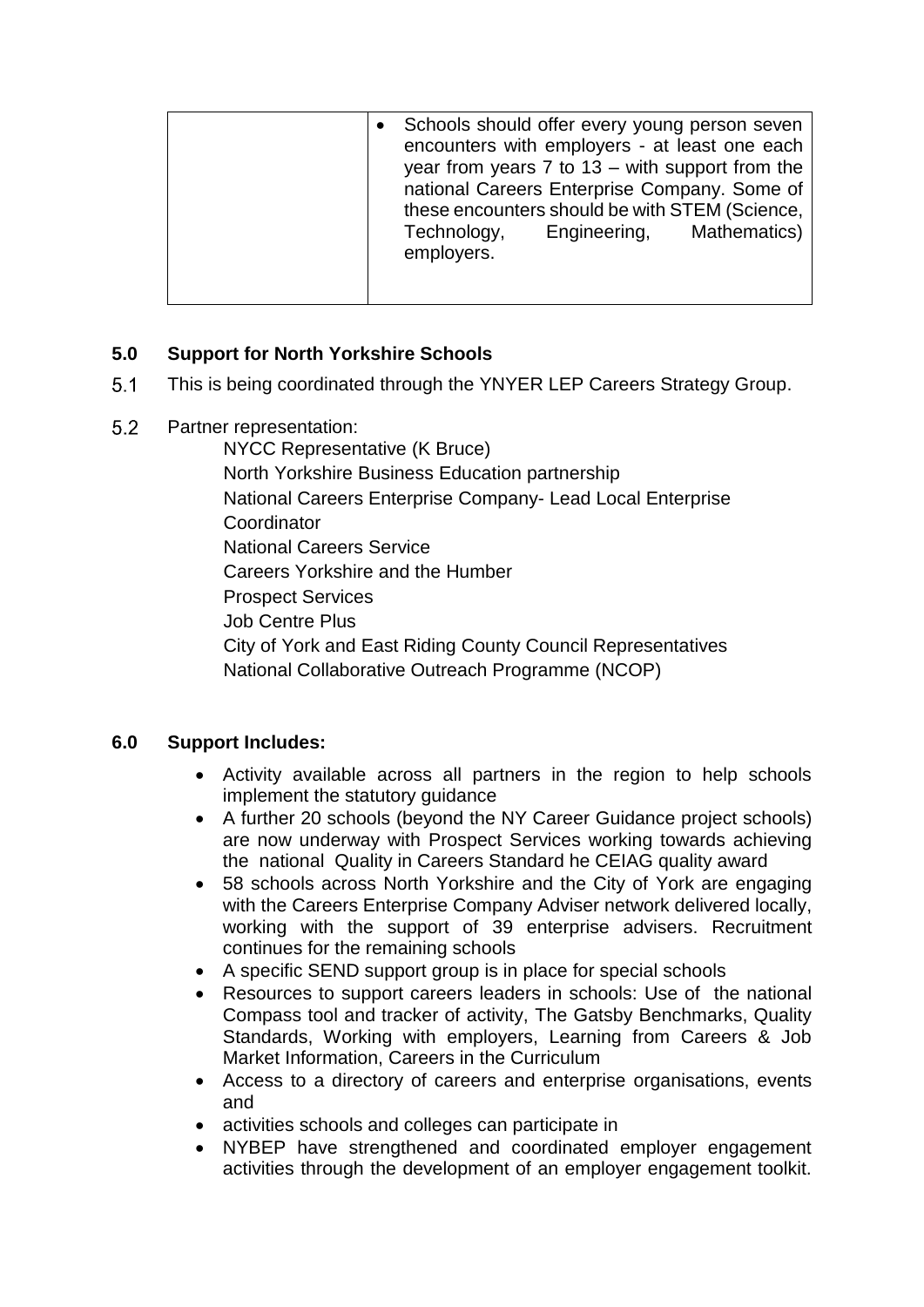| | • Schools should offer every young person seven encounters with employers - at least one each year from years 7 to 13 – with support from the national Careers Enterprise Company. Some of these encounters should be with STEM (Science, Technology, Engineering, Mathematics) employers. |
|---|---|

## 5.0 Support for North Yorkshire Schools

5.1 This is being coordinated through the YNYER LEP Careers Strategy Group.

5.2 Partner representation:

NYCC Representative (K Bruce)
North Yorkshire Business Education partnership
National Careers Enterprise Company- Lead Local Enterprise Coordinator
National Careers Service
Careers Yorkshire and the Humber
Prospect Services
Job Centre Plus
City of York and East Riding County Council Representatives
National Collaborative Outreach Programme (NCOP)

## 6.0 Support Includes:

- Activity available across all partners in the region to help schools implement the statutory guidance
- A further 20 schools (beyond the NY Career Guidance project schools) are now underway with Prospect Services working towards achieving the national Quality in Careers Standard he CEIAG quality award
- 58 schools across North Yorkshire and the City of York are engaging with the Careers Enterprise Company Adviser network delivered locally, working with the support of 39 enterprise advisers. Recruitment continues for the remaining schools
- A specific SEND support group is in place for special schools
- Resources to support careers leaders in schools: Use of the national Compass tool and tracker of activity, The Gatsby Benchmarks, Quality Standards, Working with employers, Learning from Careers & Job Market Information, Careers in the Curriculum
- Access to a directory of careers and enterprise organisations, events and
- activities schools and colleges can participate in
- NYBEP have strengthened and coordinated employer engagement activities through the development of an employer engagement toolkit.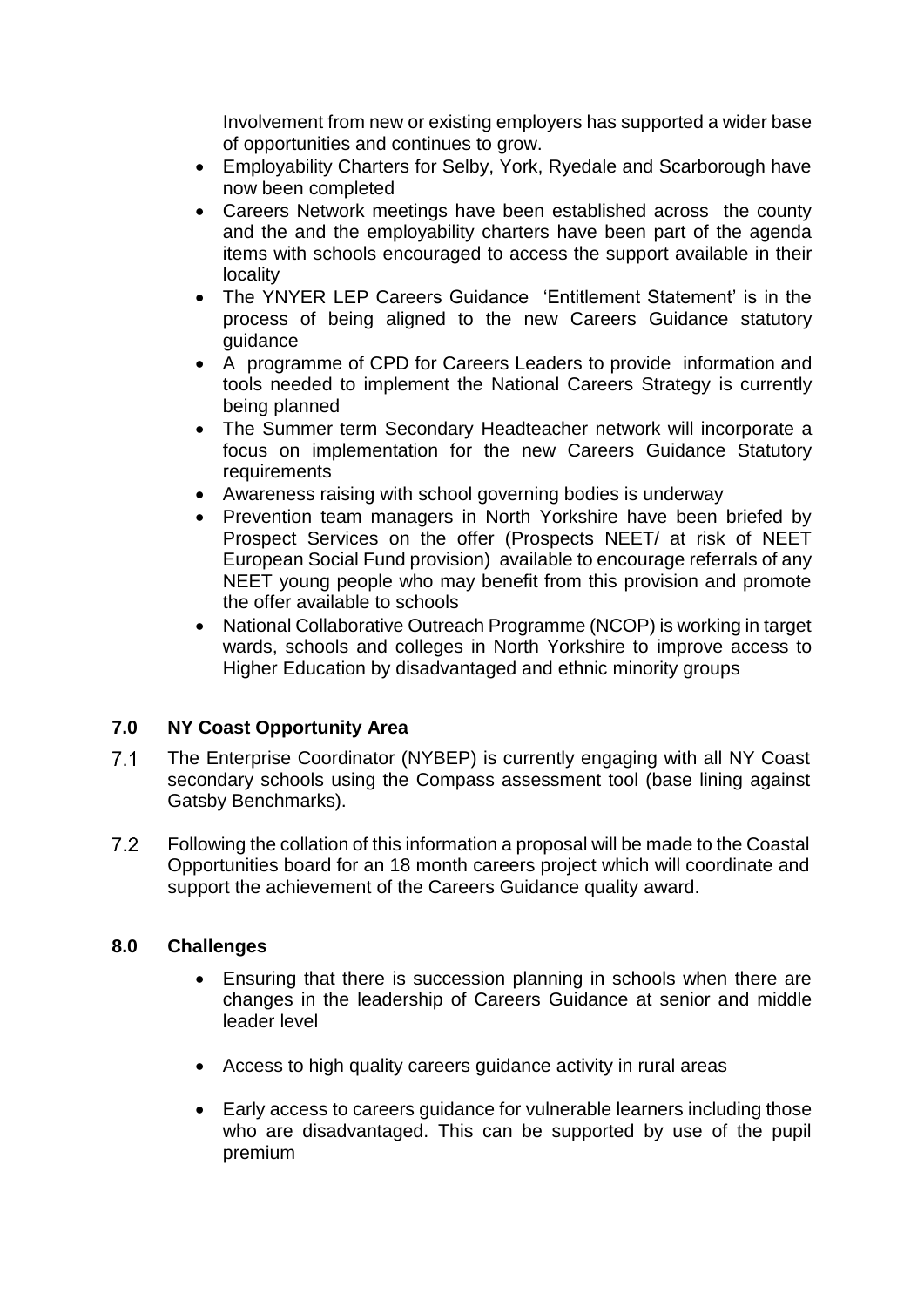Involvement from new or existing employers has supported a wider base of opportunities and continues to grow.

- Employability Charters for Selby, York, Ryedale and Scarborough have now been completed
- Careers Network meetings have been established across the county and the and the employability charters have been part of the agenda items with schools encouraged to access the support available in their locality
- The YNYER LEP Careers Guidance 'Entitlement Statement' is in the process of being aligned to the new Careers Guidance statutory guidance
- A programme of CPD for Careers Leaders to provide information and tools needed to implement the National Careers Strategy is currently being planned
- The Summer term Secondary Headteacher network will incorporate a focus on implementation for the new Careers Guidance Statutory requirements
- Awareness raising with school governing bodies is underway
- Prevention team managers in North Yorkshire have been briefed by Prospect Services on the offer (Prospects NEET/ at risk of NEET European Social Fund provision) available to encourage referrals of any NEET young people who may benefit from this provision and promote the offer available to schools
- National Collaborative Outreach Programme (NCOP) is working in target wards, schools and colleges in North Yorkshire to improve access to Higher Education by disadvantaged and ethnic minority groups

## 7.0 NY Coast Opportunity Area

7.1 The Enterprise Coordinator (NYBEP) is currently engaging with all NY Coast secondary schools using the Compass assessment tool (base lining against Gatsby Benchmarks).

7.2 Following the collation of this information a proposal will be made to the Coastal Opportunities board for an 18 month careers project which will coordinate and support the achievement of the Careers Guidance quality award.

## 8.0 Challenges

- Ensuring that there is succession planning in schools when there are changes in the leadership of Careers Guidance at senior and middle leader level
- Access to high quality careers guidance activity in rural areas
- Early access to careers guidance for vulnerable learners including those who are disadvantaged. This can be supported by use of the pupil premium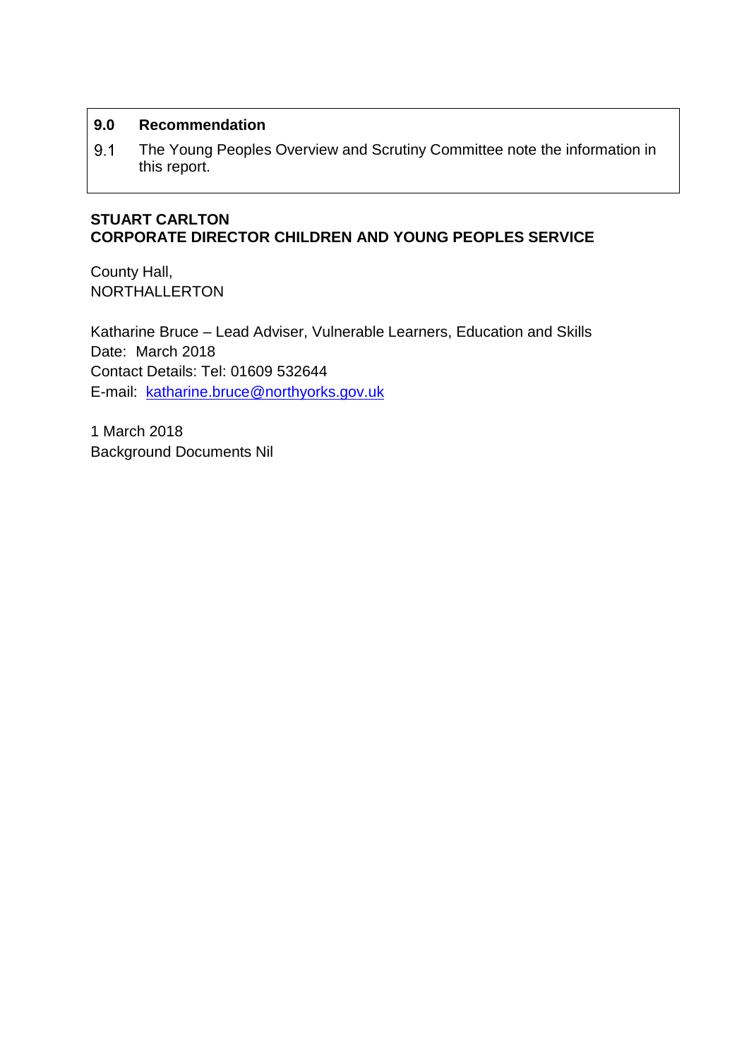## 9.0 Recommendation

9.1 The Young Peoples Overview and Scrutiny Committee note the information in this report.

**STUART CARLTON**
**CORPORATE DIRECTOR CHILDREN AND YOUNG PEOPLES SERVICE**

County Hall,
NORTHALLERTON

Katharine Bruce – Lead Adviser, Vulnerable Learners, Education and Skills
Date: March 2018
Contact Details: Tel: 01609 532644
E-mail: katharine.bruce@northyorks.gov.uk

1 March 2018
Background Documents Nil